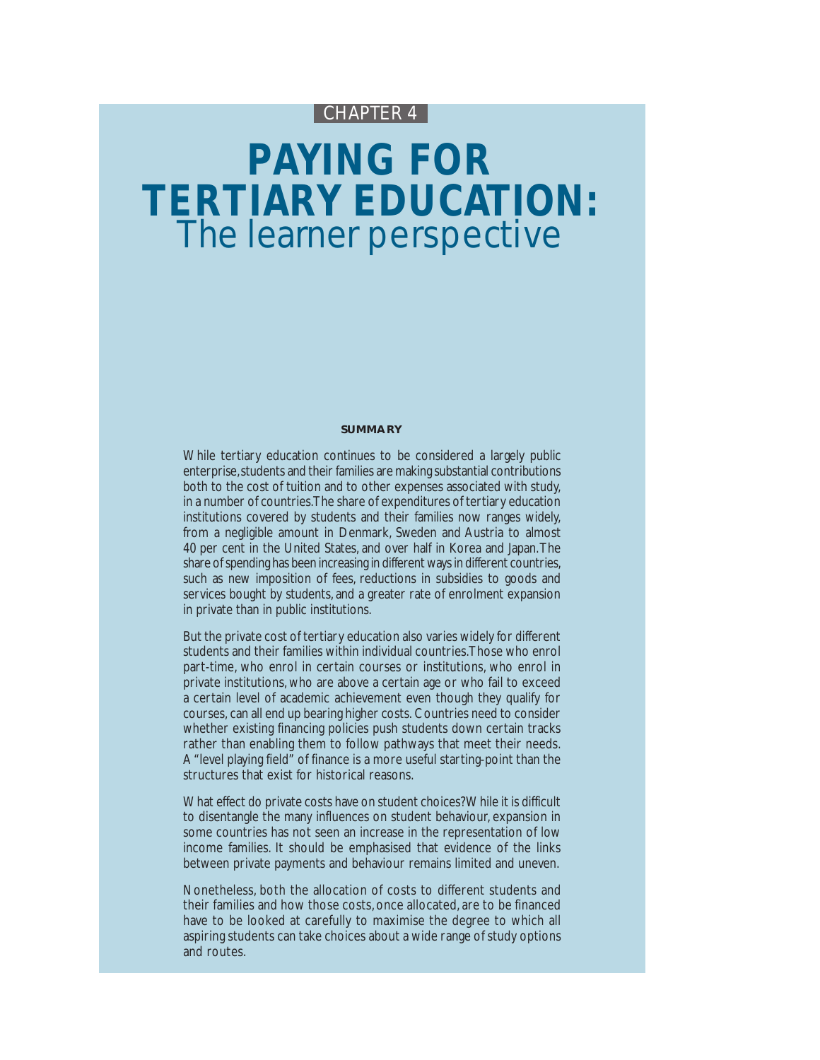CHAPTER 4

# PAYING FOR TERTIARY EDUCATION: The learner perspective

**SUMMARY**

While tertiary education continues to be considered a largely public enterprise, students and their families are making substantial contributions both to the cost of tuition and to other expenses associated with study, in a number of countries. The share of expenditures of tertiary education institutions covered by students and their families now ranges widely, from a negligible amount in Denmark, Sweden and Austria to almost 40 per cent in the United States, and over half in Korea and Japan. The share of spending has been increasing in different ways in different countries, such as new imposition of fees, reductions in subsidies to goods and services bought by students, and a greater rate of enrolment expansion in private than in public institutions.

But the private cost of tertiary education also varies widely for different students and their families within individual countries. Those who enrol part-time, who enrol in certain courses or institutions, who enrol in private institutions, who are above a certain age or who fail to exceed a certain level of academic achievement even though they qualify for courses, can all end up bearing higher costs. Countries need to consider whether existing financing policies push students down certain tracks rather than enabling them to follow pathways that meet their needs. A "level playing field" of finance is a more useful starting-point than the structures that exist for historical reasons.

What effect do private costs have on student choices? While it is difficult to disentangle the many influences on student behaviour, expansion in some countries has not seen an increase in the representation of low income families. It should be emphasised that evidence of the links between private payments and behaviour remains limited and uneven.

Nonetheless, both the allocation of costs to different students and their families and how those costs, once allocated, are to be financed have to be looked at carefully to maximise the degree to which all aspiring students can take choices about a wide range of study options and routes.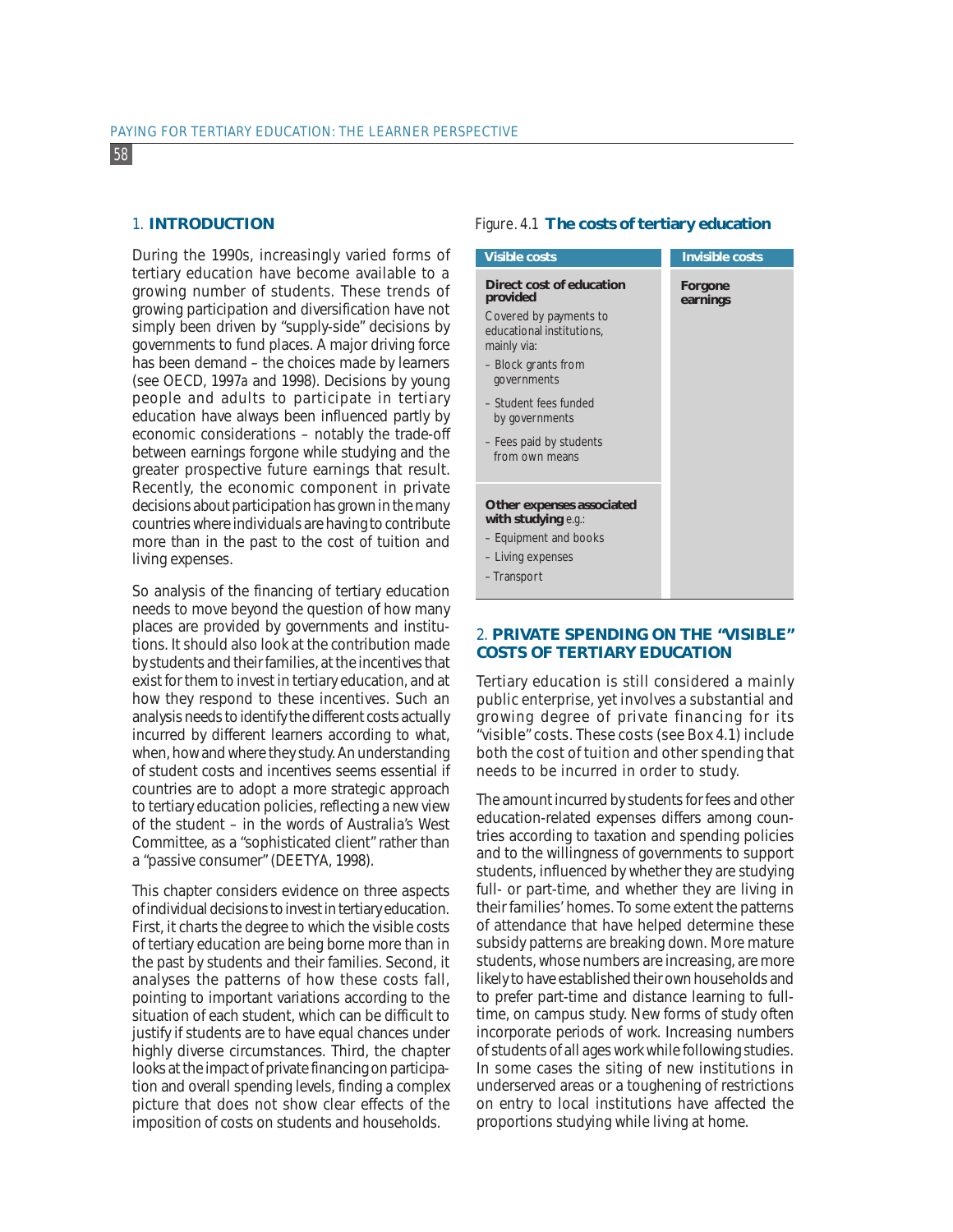## 1. INTRODUCTION

During the 1990s, increasingly varied forms of tertiary education have become available to a growing number of students. These trends of growing participation and diversification have not simply been driven by "supply-side" decisions by governments to fund places. A major driving force has been demand – the choices made by learners (see OECD, 1997*a* and 1998). Decisions by young people and adults to participate in tertiary education have always been influenced partly by economic considerations – notably the trade-off between earnings forgone while studying and the greater prospective future earnings that result. Recently, the economic component in private decisions about participation has grown in the many countries where individuals are having to contribute more than in the past to the cost of tuition and living expenses.

So analysis of the financing of tertiary education needs to move beyond the question of how many places are provided by governments and institutions. It should also look at the contribution made by students and their families, at the incentives that exist for them to invest in tertiary education, and at how they respond to these incentives. Such an analysis needs to identify the different costs actually incurred by different learners according to what, when, how and where they study. An understanding of student costs and incentives seems essential if countries are to adopt a more strategic approach to tertiary education policies, reflecting a new view of the student – in the words of Australia's West Committee, as a "sophisticated client" rather than a "passive consumer" (DEETYA, 1998).

This chapter considers evidence on three aspects of individual decisions to invest in tertiary education. First, it charts the degree to which the visible costs of tertiary education are being borne more than in the past by students and their families. Second, it analyses the patterns of how these costs fall, pointing to important variations according to the situation of each student, which can be difficult to justify if students are to have equal chances under highly diverse circumstances. Third, the chapter looks at the impact of private financing on participation and overall spending levels, finding a complex picture that does not show clear effects of the imposition of costs on students and households.

Figure. 4.1 **The costs of tertiary education**

| Visible costs | Invisible costs |
|---|---|
| **Direct cost of education provided**<br>Covered by payments to educational institutions, mainly via:<br>– Block grants from governments<br>– Student fees funded by governments<br>– Fees paid by students from own means | **Forgone earnings** |
| **Other expenses associated with studying** e.g.:<br>– Equipment and books<br>– Living expenses<br>– Transport | |

## 2. PRIVATE SPENDING ON THE "VISIBLE" COSTS OF TERTIARY EDUCATION

Tertiary education is still considered a mainly public enterprise, yet involves a substantial and growing degree of private financing for its "visible" costs. These costs (see Box 4.1) include both the cost of tuition and other spending that needs to be incurred in order to study.

The amount incurred by students for fees and other education-related expenses differs among countries according to taxation and spending policies and to the willingness of governments to support students, influenced by whether they are studying full- or part-time, and whether they are living in their families' homes. To some extent the patterns of attendance that have helped determine these subsidy patterns are breaking down. More mature students, whose numbers are increasing, are more likely to have established their own households and to prefer part-time and distance learning to full-time, on campus study. New forms of study often incorporate periods of work. Increasing numbers of students of all ages work while following studies. In some cases the siting of new institutions in underserved areas or a toughening of restrictions on entry to local institutions have affected the proportions studying while living at home.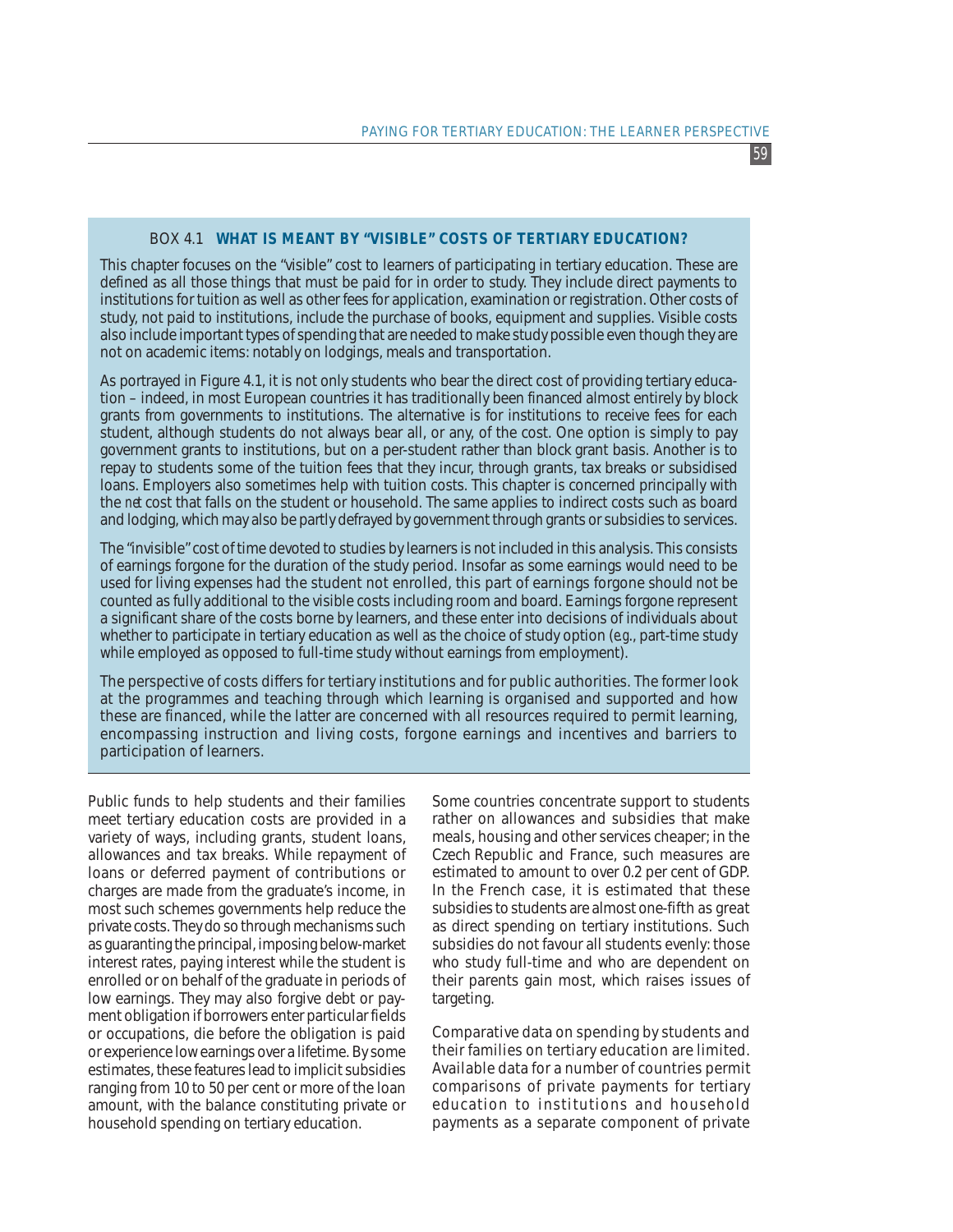### BOX 4.1 WHAT IS MEANT BY "VISIBLE" COSTS OF TERTIARY EDUCATION?

This chapter focuses on the "visible" cost to learners of participating in tertiary education. These are defined as all those things that must be paid for in order to study. They include direct payments to institutions for tuition as well as other fees for application, examination or registration. Other costs of study, not paid to institutions, include the purchase of books, equipment and supplies. Visible costs also include important types of spending that are needed to make study possible even though they are not on academic items: notably on lodgings, meals and transportation.

As portrayed in Figure 4.1, it is not only students who bear the direct cost of providing tertiary education – indeed, in most European countries it has traditionally been financed almost entirely by block grants from governments to institutions. The alternative is for institutions to receive fees for each student, although students do not always bear all, or any, of the cost. One option is simply to pay government grants to institutions, but on a per-student rather than block grant basis. Another is to repay to students some of the tuition fees that they incur, through grants, tax breaks or subsidised loans. Employers also sometimes help with tuition costs. This chapter is concerned principally with the *net* cost that falls on the student or household. The same applies to indirect costs such as board and lodging, which may also be partly defrayed by government through grants or subsidies to services.

The "invisible" cost of time devoted to studies by learners is not included in this analysis. This consists of earnings forgone for the duration of the study period. Insofar as some earnings would need to be used for living expenses had the student not enrolled, this part of earnings forgone should not be counted as fully additional to the visible costs including room and board. Earnings forgone represent a significant share of the costs borne by learners, and these enter into decisions of individuals about whether to participate in tertiary education as well as the choice of study option (*e.g.*, part-time study while employed as opposed to full-time study without earnings from employment).

The perspective of costs differs for tertiary institutions and for public authorities. The former look at the programmes and teaching through which learning is organised and supported and how these are financed, while the latter are concerned with all resources required to permit learning, encompassing instruction and living costs, forgone earnings and incentives and barriers to participation of learners.

---

Public funds to help students and their families meet tertiary education costs are provided in a variety of ways, including grants, student loans, allowances and tax breaks. While repayment of loans or deferred payment of contributions or charges are made from the graduate's income, in most such schemes governments help reduce the private costs. They do so through mechanisms such as guaranting the principal, imposing below-market interest rates, paying interest while the student is enrolled or on behalf of the graduate in periods of low earnings. They may also forgive debt or payment obligation if borrowers enter particular fields or occupations, die before the obligation is paid or experience low earnings over a lifetime. By some estimates, these features lead to implicit subsidies ranging from 10 to 50 per cent or more of the loan amount, with the balance constituting private or household spending on tertiary education.

Some countries concentrate support to students rather on allowances and subsidies that make meals, housing and other services cheaper; in the Czech Republic and France, such measures are estimated to amount to over 0.2 per cent of GDP. In the French case, it is estimated that these subsidies to students are almost one-fifth as great as direct spending on tertiary institutions. Such subsidies do not favour all students evenly: those who study full-time and who are dependent on their parents gain most, which raises issues of targeting.

Comparative data on spending by students and their families on tertiary education are limited. Available data for a number of countries permit comparisons of private payments for tertiary education to institutions and household payments as a separate component of private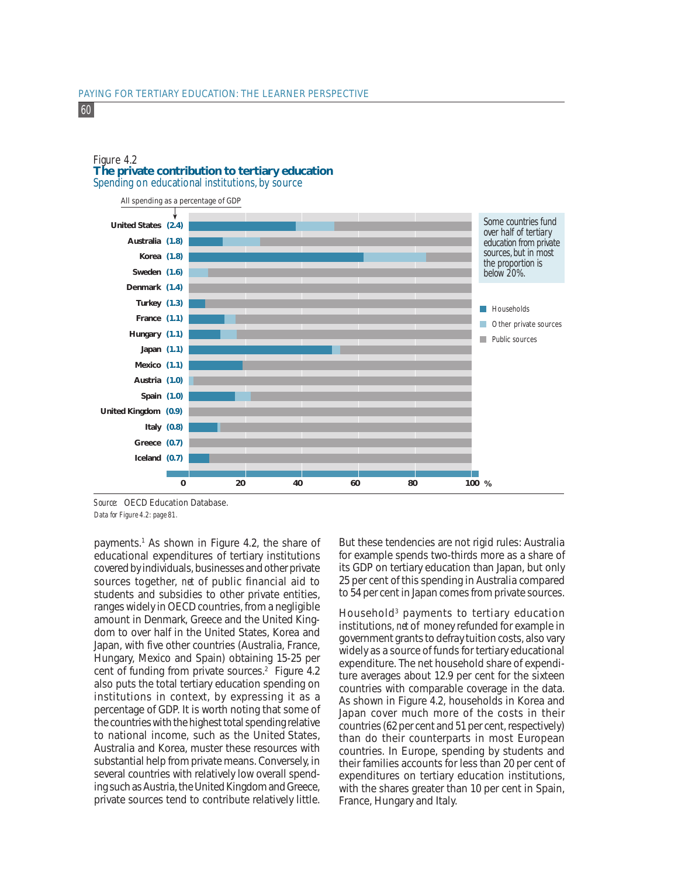Figure 4.2
**The private contribution to tertiary education**
Spending on educational institutions, by source

All spending as a percentage of GDP

United States (2.4)
Australia (1.8)
Korea (1.8)
Sweden (1.6)
Denmark (1.4)
Turkey (1.3)
France (1.1)
Hungary (1.1)
Japan (1.1)
Mexico (1.1)
Austria (1.0)
Spain (1.0)
United Kingdom (0.9)
Italy (0.8)
Greece (0.7)
Iceland (0.7)

0 20 40 60 80 100 %

Some countries fund over half of tertiary education from private sources, but in most the proportion is below 20%.

Households
Other private sources
Public sources

*Source:* OECD Education Database.
Data for Figure 4.2: page 81.

payments.[1] As shown in Figure 4.2, the share of educational expenditures of tertiary institutions covered by individuals, businesses and other private sources together, *net* of public financial aid to students and subsidies to other private entities, ranges widely in OECD countries, from a negligible amount in Denmark, Greece and the United Kingdom to over half in the United States, Korea and Japan, with five other countries (Australia, France, Hungary, Mexico and Spain) obtaining 15-25 per cent of funding from private sources.[2] Figure 4.2 also puts the total tertiary education spending on institutions in context, by expressing it as a percentage of GDP. It is worth noting that some of the countries with the highest total spending relative to national income, such as the United States, Australia and Korea, muster these resources with substantial help from private means. Conversely, in several countries with relatively low overall spending such as Austria, the United Kingdom and Greece, private sources tend to contribute relatively little.

But these tendencies are not rigid rules: Australia for example spends two-thirds more as a share of its GDP on tertiary education than Japan, but only 25 per cent of this spending in Australia compared to 54 per cent in Japan comes from private sources.

Household[3] payments to tertiary education institutions, *net* of money refunded for example in government grants to defray tuition costs, also vary widely as a source of funds for tertiary educational expenditure. The net household share of expenditure averages about 12.9 per cent for the sixteen countries with comparable coverage in the data. As shown in Figure 4.2, households in Korea and Japan cover much more of the costs in their countries (62 per cent and 51 per cent, respectively) than do their counterparts in most European countries. In Europe, spending by students and their families accounts for less than 20 per cent of expenditures on tertiary education institutions, with the shares greater than 10 per cent in Spain, France, Hungary and Italy.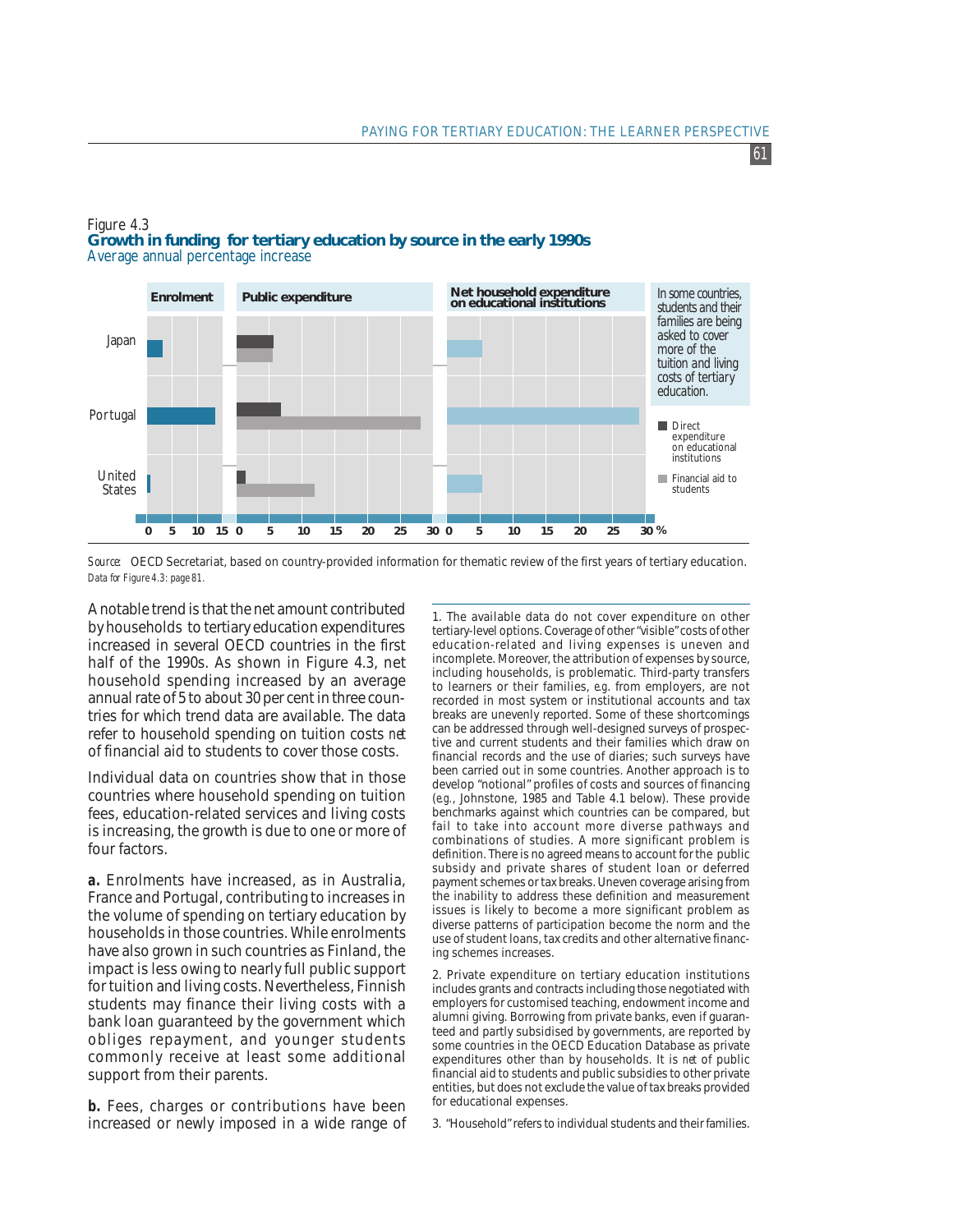Figure 4.3
**Growth in funding for tertiary education by source in the early 1990s**
Average annual percentage increase

Enrolment
Public expenditure
Net household expenditure on educational institutions

In some countries, students and their families are being asked to cover more of the tuition and living costs of tertiary education.

Japan
Portugal
United States

Direct expenditure on educational institutions
Financial aid to students

0 5 10 15 0 5 10 15 20 25 30 0 5 10 15 20 25 30 %

*Source:* OECD Secretariat, based on country-provided information for thematic review of the first years of tertiary education.
Data for Figure 4.3: page 81.

A notable trend is that the net amount contributed by households to tertiary education expenditures increased in several OECD countries in the first half of the 1990s. As shown in Figure 4.3, net household spending increased by an average annual rate of 5 to about 30 per cent in three countries for which trend data are available. The data refer to household spending on tuition costs *net* of financial aid to students to cover those costs.

Individual data on countries show that in those countries where household spending on tuition fees, education-related services and living costs is increasing, the growth is due to one or more of four factors.

**a.** Enrolments have increased, as in Australia, France and Portugal, contributing to increases in the volume of spending on tertiary education by households in those countries. While enrolments have also grown in such countries as Finland, the impact is less owing to nearly full public support for tuition and living costs. Nevertheless, Finnish students may finance their living costs with a bank loan guaranteed by the government which obliges repayment, and younger students commonly receive at least some additional support from their parents.

**b.** Fees, charges or contributions have been increased or newly imposed in a wide range of

---

1. The available data do not cover expenditure on other tertiary-level options. Coverage of other "visible" costs of other education-related and living expenses is uneven and incomplete. Moreover, the attribution of expenses by source, including households, is problematic. Third-party transfers to learners or their families, e.g. from employers, are not recorded in most system or institutional accounts and tax breaks are unevenly reported. Some of these shortcomings can be addressed through well-designed surveys of prospective and current students and their families which draw on financial records and the use of diaries; such surveys have been carried out in some countries. Another approach is to develop "notional" profiles of costs and sources of financing (e.g., Johnstone, 1985 and Table 4.1 below). These provide benchmarks against which countries can be compared, but fail to take into account more diverse pathways and combinations of studies. A more significant problem is definition. There is no agreed means to account for the public subsidy and private shares of student loan or deferred payment schemes or tax breaks. Uneven coverage arising from the inability to address these definition and measurement issues is likely to become a more significant problem as diverse patterns of participation become the norm and the use of student loans, tax credits and other alternative financing schemes increases.

2. Private expenditure on tertiary education institutions includes grants and contracts including those negotiated with employers for customised teaching, endowment income and alumni giving. Borrowing from private banks, even if guaranteed and partly subsidised by governments, are reported by some countries in the OECD Education Database as private expenditures other than by households. It is *net* of public financial aid to students and public subsidies to other private entities, but does not exclude the value of tax breaks provided for educational expenses.

3. "Household" refers to individual students and their families.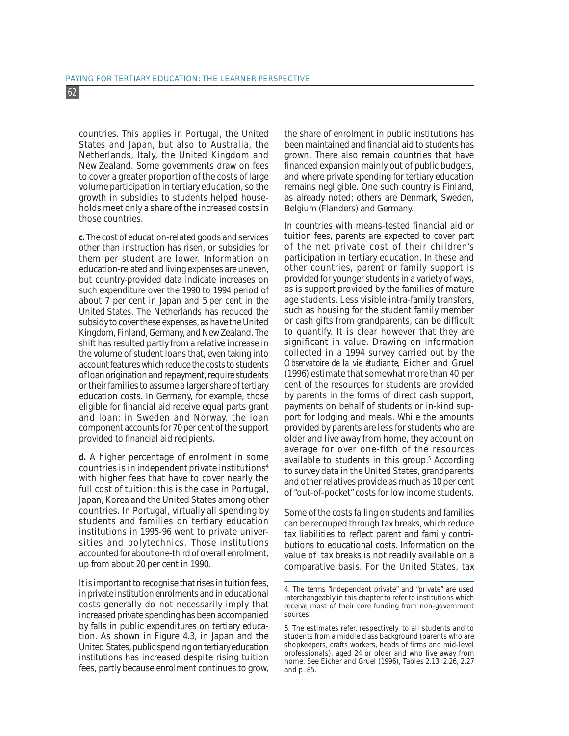countries. This applies in Portugal, the United States and Japan, but also to Australia, the Netherlands, Italy, the United Kingdom and New Zealand. Some governments draw on fees to cover a greater proportion of the costs of large volume participation in tertiary education, so the growth in subsidies to students helped households meet only a share of the increased costs in those countries.

**c.** The cost of education-related goods and services other than instruction has risen, or subsidies for them per student are lower. Information on education-related and living expenses are uneven, but country-provided data indicate increases on such expenditure over the 1990 to 1994 period of about 7 per cent in Japan and 5 per cent in the United States. The Netherlands has reduced the subsidy to cover these expenses, as have the United Kingdom, Finland, Germany, and New Zealand. The shift has resulted partly from a relative increase in the volume of student loans that, even taking into account features which reduce the costs to students of loan origination and repayment, require students or their families to assume a larger share of tertiary education costs. In Germany, for example, those eligible for financial aid receive equal parts grant and loan; in Sweden and Norway, the loan component accounts for 70 per cent of the support provided to financial aid recipients.

**d.** A higher percentage of enrolment in some countries is in independent private institutions[4] with higher fees that have to cover nearly the full cost of tuition: this is the case in Portugal, Japan, Korea and the United States among other countries. In Portugal, virtually all spending by students and families on tertiary education institutions in 1995-96 went to private universities and polytechnics. Those institutions accounted for about one-third of overall enrolment, up from about 20 per cent in 1990.

It is important to recognise that rises in tuition fees, in private institution enrolments and in educational costs generally do not necessarily imply that increased private spending has been accompanied by falls in public expenditures on tertiary education. As shown in Figure 4.3, in Japan and the United States, public spending on tertiary education institutions has increased despite rising tuition fees, partly because enrolment continues to grow, the share of enrolment in public institutions has been maintained and financial aid to students has grown. There also remain countries that have financed expansion mainly out of public budgets, and where private spending for tertiary education remains negligible. One such country is Finland, as already noted; others are Denmark, Sweden, Belgium (Flanders) and Germany.

In countries with means-tested financial aid or tuition fees, parents are expected to cover part of the net private cost of their children's participation in tertiary education. In these and other countries, parent or family support is provided for younger students in a variety of ways, as is support provided by the families of mature age students. Less visible intra-family transfers, such as housing for the student family member or cash gifts from grandparents, can be difficult to quantify. It is clear however that they are significant in value. Drawing on information collected in a 1994 survey carried out by the *Observatoire de la vie étudiante*, Eicher and Gruel (1996) estimate that somewhat more than 40 per cent of the resources for students are provided by parents in the forms of direct cash support, payments on behalf of students or in-kind support for lodging and meals. While the amounts provided by parents are less for students who are older and live away from home, they account on average for over one-fifth of the resources available to students in this group.[5] According to survey data in the United States, grandparents and other relatives provide as much as 10 per cent of "out-of-pocket" costs for low income students.

Some of the costs falling on students and families can be recouped through tax breaks, which reduce tax liabilities to reflect parent and family contributions to educational costs. Information on the value of tax breaks is not readily available on a comparative basis. For the United States, tax

---

4. The terms "independent private" and "private" are used interchangeably in this chapter to refer to institutions which receive most of their core funding from non-government sources.

5. The estimates refer, respectively, to all students and to students from a middle class background (parents who are shopkeepers, crafts workers, heads of firms and mid-level professionals), aged 24 or older and who live away from home. See Eicher and Gruel (1996), Tables 2.13, 2.26, 2.27 and p. 85.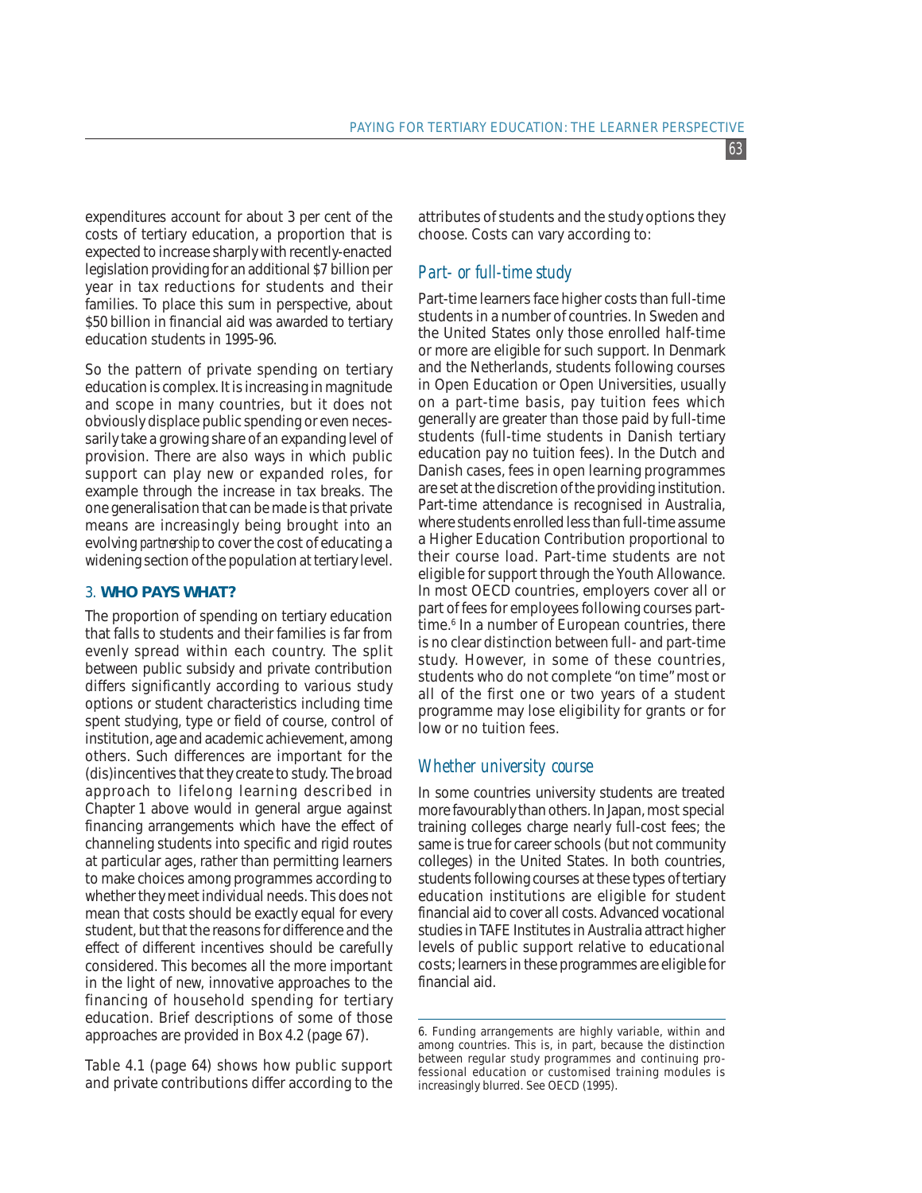expenditures account for about 3 per cent of the costs of tertiary education, a proportion that is expected to increase sharply with recently-enacted legislation providing for an additional $7 billion per year in tax reductions for students and their families. To place this sum in perspective, about $50 billion in financial aid was awarded to tertiary education students in 1995-96.

So the pattern of private spending on tertiary education is complex. It is increasing in magnitude and scope in many countries, but it does not obviously displace public spending or even necessarily take a growing share of an expanding level of provision. There are also ways in which public support can play new or expanded roles, for example through the increase in tax breaks. The one generalisation that can be made is that private means are increasingly being brought into an evolving *partnership* to cover the cost of educating a widening section of the population at tertiary level.

### 3. WHO PAYS WHAT?

The proportion of spending on tertiary education that falls to students and their families is far from evenly spread within each country. The split between public subsidy and private contribution differs significantly according to various study options or student characteristics including time spent studying, type or field of course, control of institution, age and academic achievement, among others. Such differences are important for the (dis)incentives that they create to study. The broad approach to lifelong learning described in Chapter 1 above would in general argue against financing arrangements which have the effect of channeling students into specific and rigid routes at particular ages, rather than permitting learners to make choices among programmes according to whether they meet individual needs. This does not mean that costs should be exactly equal for every student, but that the reasons for difference and the effect of different incentives should be carefully considered. This becomes all the more important in the light of new, innovative approaches to the financing of household spending for tertiary education. Brief descriptions of some of those approaches are provided in Box 4.2 (page 67).

Table 4.1 (page 64) shows how public support and private contributions differ according to the attributes of students and the study options they choose. Costs can vary according to:

#### *Part- or full-time study*

Part-time learners face higher costs than full-time students in a number of countries. In Sweden and the United States only those enrolled half-time or more are eligible for such support. In Denmark and the Netherlands, students following courses in Open Education or Open Universities, usually on a part-time basis, pay tuition fees which generally are greater than those paid by full-time students (full-time students in Danish tertiary education pay no tuition fees). In the Dutch and Danish cases, fees in open learning programmes are set at the discretion of the providing institution. Part-time attendance is recognised in Australia, where students enrolled less than full-time assume a Higher Education Contribution proportional to their course load. Part-time students are not eligible for support through the Youth Allowance. In most OECD countries, employers cover all or part of fees for employees following courses part-time.[6] In a number of European countries, there is no clear distinction between full- and part-time study. However, in some of these countries, students who do not complete "on time" most or all of the first one or two years of a student programme may lose eligibility for grants or for low or no tuition fees.

#### *Whether university course*

In some countries university students are treated more favourably than others. In Japan, most special training colleges charge nearly full-cost fees; the same is true for career schools (but not community colleges) in the United States. In both countries, students following courses at these types of tertiary education institutions are eligible for student financial aid to cover all costs. Advanced vocational studies in TAFE Institutes in Australia attract higher levels of public support relative to educational costs; learners in these programmes are eligible for financial aid.

6. Funding arrangements are highly variable, within and among countries. This is, in part, because the distinction between regular study programmes and continuing professional education or customised training modules is increasingly blurred. See OECD (1995).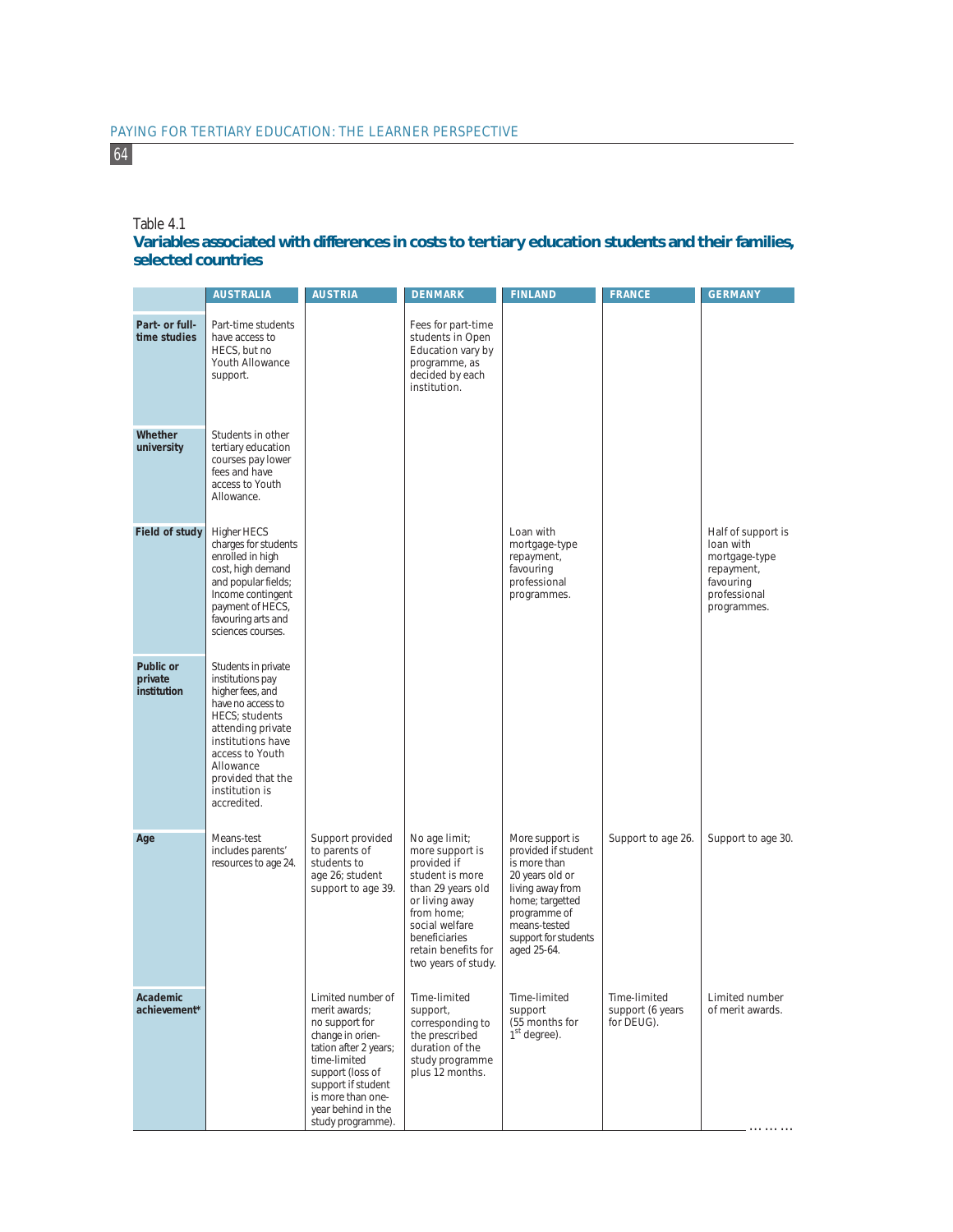Table 4.1

**Variables associated with differences in costs to tertiary education students and their families, selected countries**

| | AUSTRALIA | AUSTRIA | DENMARK | FINLAND | FRANCE | GERMANY |
|---|---|---|---|---|---|---|
| **Part- or full-time studies** | Part-time students have access to HECS, but no Youth Allowance support. | | Fees for part-time students in Open Education vary by programme, as decided by each institution. | | | |
| **Whether university** | Students in other tertiary education courses pay lower fees and have access to Youth Allowance. | | | | | |
| **Field of study** | Higher HECS charges for students enrolled in high cost, high demand and popular fields; Income contingent payment of HECS, favouring arts and sciences courses. | | | Loan with mortgage-type repayment, favouring professional programmes. | | Half of support is loan with mortgage-type repayment, favouring professional programmes. |
| **Public or private institution** | Students in private institutions pay higher fees, and have no access to HECS; students attending private institutions have access to Youth Allowance provided that the institution is accredited. | | | | | |
| **Age** | Means-test includes parents' resources to age 24. | Support provided to parents of students to age 26; student support to age 39. | No age limit; more support is provided if student is more than 29 years old or living away from home; social welfare beneficiaries retain benefits for two years of study. | More support is provided if student is more than 20 years old or living away from home; targetted programme of means-tested support for students aged 25-64. | Support to age 26. | Support to age 30. |
| **Academic achievement*** | | Limited number of merit awards; no support for change in orientation after 2 years; time-limited support (loss of support if student is more than one-year behind in the study programme). | Time-limited support, corresponding to the prescribed duration of the study programme plus 12 months. | Time-limited support (55 months for 1st degree). | Time-limited support (6 years for DEUG). | Limited number of merit awards. |

………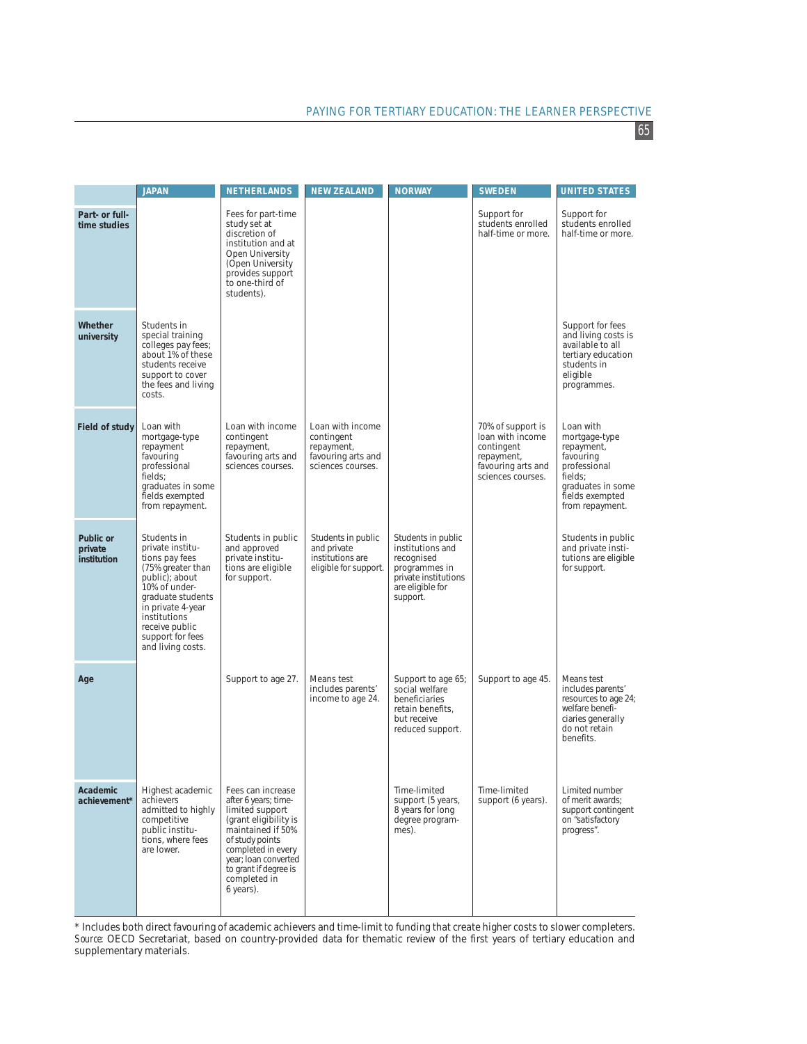| | JAPAN | NETHERLANDS | NEW ZEALAND | NORWAY | SWEDEN | UNITED STATES |
|---|---|---|---|---|---|---|
| **Part- or full-time studies** | | Fees for part-time study set at discretion of institution and at Open University (Open University provides support to one-third of students). | | | Support for students enrolled half-time or more. | Support for students enrolled half-time or more. |
| **Whether university** | Students in special training colleges pay fees; about 1% of these students receive support to cover the fees and living costs. | | | | | Support for fees and living costs is available to all tertiary education students in eligible programmes. |
| **Field of study** | Loan with mortgage-type repayment favouring professional fields; graduates in some fields exempted from repayment. | Loan with income contingent repayment, favouring arts and sciences courses. | Loan with income contingent repayment, favouring arts and sciences courses. | | 70% of support is loan with income contingent repayment, favouring arts and sciences courses. | Loan with mortgage-type repayment, favouring professional fields; graduates in some fields exempted from repayment. |
| **Public or private institution** | Students in private institutions pay fees (75% greater than public); about 10% of undergraduate students in private 4-year institutions receive public support for fees and living costs. | Students in public and approved private institutions are eligible for support. | Students in public and private institutions are eligible for support. | Students in public institutions and recognised programmes in private institutions are eligible for support. | | Students in public and private institutions are eligible for support. |
| **Age** | | Support to age 27. | Means test includes parents' income to age 24. | Support to age 65; social welfare beneficiaries retain benefits, but receive reduced support. | Support to age 45. | Means test includes parents' resources to age 24; welfare beneficiaries generally do not retain benefits. |
| **Academic achievement*** | Highest academic achievers admitted to highly competitive public institutions, where fees are lower. | Fees can increase after 6 years; time-limited support (grant eligibility is maintained if 50% of study points completed in every year; loan converted to grant if degree is completed in 6 years). | | Time-limited support (5 years, 8 years for long degree programmes). | Time-limited support (6 years). | Limited number of merit awards; support contingent on "satisfactory progress". |

* Includes both direct favouring of academic achievers and time-limit to funding that create higher costs to slower completers.

*Source*: OECD Secretariat, based on country-provided data for thematic review of the first years of tertiary education and supplementary materials.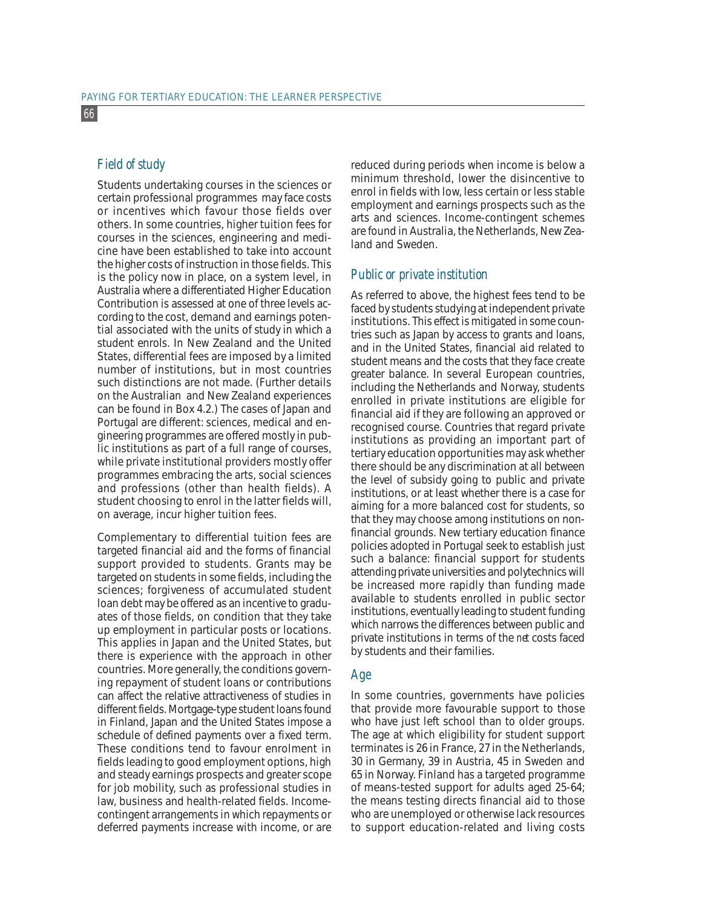### Field of study

Students undertaking courses in the sciences or certain professional programmes may face costs or incentives which favour those fields over others. In some countries, higher tuition fees for courses in the sciences, engineering and medicine have been established to take into account the higher costs of instruction in those fields. This is the policy now in place, on a system level, in Australia where a differentiated Higher Education Contribution is assessed at one of three levels according to the cost, demand and earnings potential associated with the units of study in which a student enrols. In New Zealand and the United States, differential fees are imposed by a limited number of institutions, but in most countries such distinctions are not made. (Further details on the Australian and New Zealand experiences can be found in Box 4.2.) The cases of Japan and Portugal are different: sciences, medical and engineering programmes are offered mostly in public institutions as part of a full range of courses, while private institutional providers mostly offer programmes embracing the arts, social sciences and professions (other than health fields). A student choosing to enrol in the latter fields will, on average, incur higher tuition fees.

Complementary to differential tuition fees are targeted financial aid and the forms of financial support provided to students. Grants may be targeted on students in some fields, including the sciences; forgiveness of accumulated student loan debt may be offered as an incentive to graduates of those fields, on condition that they take up employment in particular posts or locations. This applies in Japan and the United States, but there is experience with the approach in other countries. More generally, the conditions governing repayment of student loans or contributions can affect the relative attractiveness of studies in different fields. Mortgage-type student loans found in Finland, Japan and the United States impose a schedule of defined payments over a fixed term. These conditions tend to favour enrolment in fields leading to good employment options, high and steady earnings prospects and greater scope for job mobility, such as professional studies in law, business and health-related fields. Income-contingent arrangements in which repayments or deferred payments increase with income, or are reduced during periods when income is below a minimum threshold, lower the disincentive to enrol in fields with low, less certain or less stable employment and earnings prospects such as the arts and sciences. Income-contingent schemes are found in Australia, the Netherlands, New Zealand and Sweden.

### Public or private institution

As referred to above, the highest fees tend to be faced by students studying at independent private institutions. This effect is mitigated in some countries such as Japan by access to grants and loans, and in the United States, financial aid related to student means and the costs that they face create greater balance. In several European countries, including the Netherlands and Norway, students enrolled in private institutions are eligible for financial aid if they are following an approved or recognised course. Countries that regard private institutions as providing an important part of tertiary education opportunities may ask whether there should be any discrimination at all between the level of subsidy going to public and private institutions, or at least whether there is a case for aiming for a more balanced cost for students, so that they may choose among institutions on non-financial grounds. New tertiary education finance policies adopted in Portugal seek to establish just such a balance: financial support for students attending private universities and polytechnics will be increased more rapidly than funding made available to students enrolled in public sector institutions, eventually leading to student funding which narrows the differences between public and private institutions in terms of the *net* costs faced by students and their families.

### Age

In some countries, governments have policies that provide more favourable support to those who have just left school than to older groups. The age at which eligibility for student support terminates is 26 in France, 27 in the Netherlands, 30 in Germany, 39 in Austria, 45 in Sweden and 65 in Norway. Finland has a targeted programme of means-tested support for adults aged 25-64; the means testing directs financial aid to those who are unemployed or otherwise lack resources to support education-related and living costs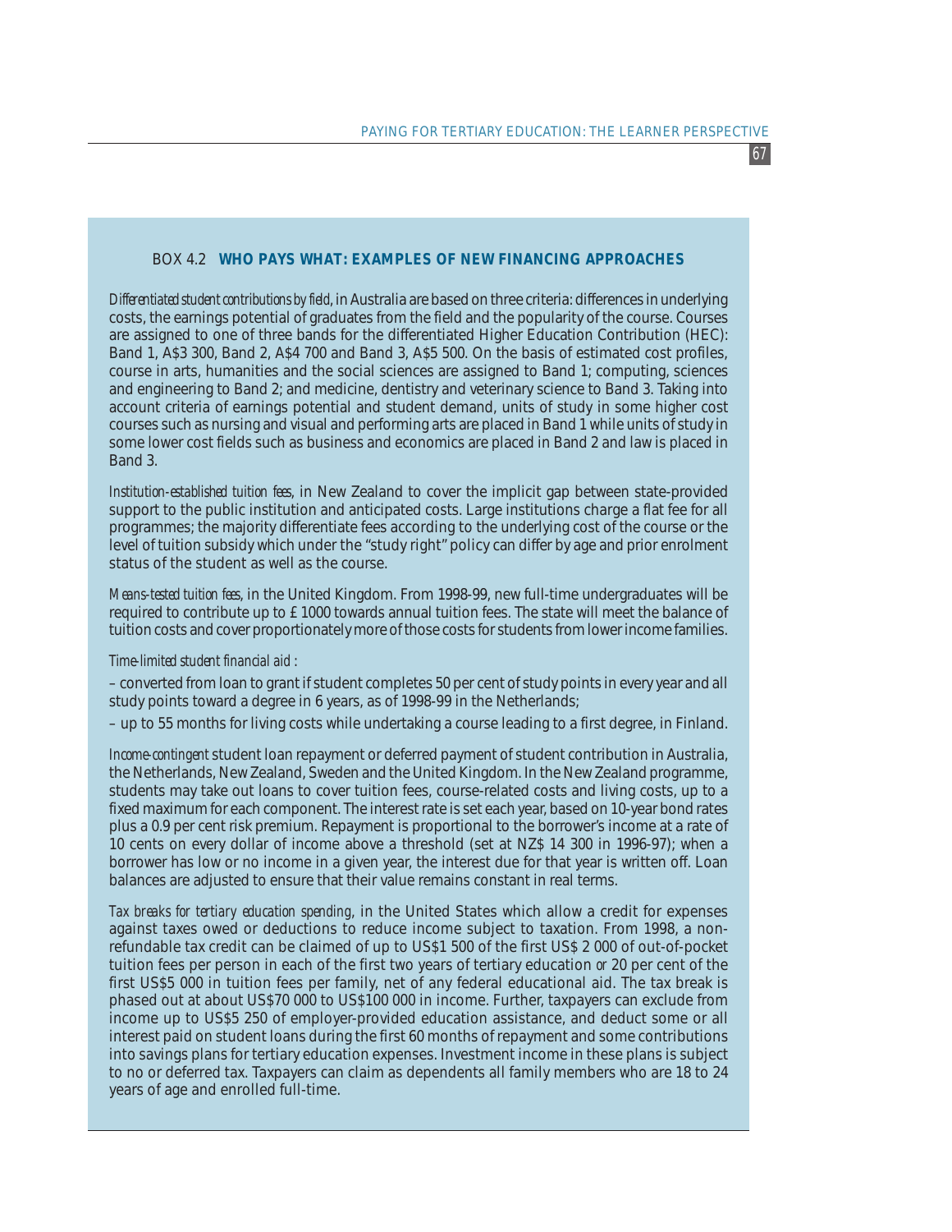### BOX 4.2 **WHO PAYS WHAT: EXAMPLES OF NEW FINANCING APPROACHES**

*Differentiated student contributions by field*, in Australia are based on three criteria: differences in underlying costs, the earnings potential of graduates from the field and the popularity of the course. Courses are assigned to one of three bands for the differentiated Higher Education Contribution (HEC): Band 1, A$3 300, Band 2, A$4 700 and Band 3, A$5 500. On the basis of estimated cost profiles, course in arts, humanities and the social sciences are assigned to Band 1; computing, sciences and engineering to Band 2; and medicine, dentistry and veterinary science to Band 3. Taking into account criteria of earnings potential and student demand, units of study in some higher cost courses such as nursing and visual and performing arts are placed in Band 1 while units of study in some lower cost fields such as business and economics are placed in Band 2 and law is placed in Band 3.

*Institution-established tuition fees*, in New Zealand to cover the implicit gap between state-provided support to the public institution and anticipated costs. Large institutions charge a flat fee for all programmes; the majority differentiate fees according to the underlying cost of the course or the level of tuition subsidy which under the "study right" policy can differ by age and prior enrolment status of the student as well as the course.

*Means-tested tuition fees*, in the United Kingdom. From 1998-99, new full-time undergraduates will be required to contribute up to £ 1000 towards annual tuition fees. The state will meet the balance of tuition costs and cover proportionately more of those costs for students from lower income families.

*Time-limited student financial aid* :

– converted from loan to grant if student completes 50 per cent of study points in every year and all study points toward a degree in 6 years, as of 1998-99 in the Netherlands;

– up to 55 months for living costs while undertaking a course leading to a first degree, in Finland.

*Income-contingent* student loan repayment or deferred payment of student contribution in Australia, the Netherlands, New Zealand, Sweden and the United Kingdom. In the New Zealand programme, students may take out loans to cover tuition fees, course-related costs and living costs, up to a fixed maximum for each component. The interest rate is set each year, based on 10-year bond rates plus a 0.9 per cent risk premium. Repayment is proportional to the borrower's income at a rate of 10 cents on every dollar of income above a threshold (set at NZ$ 14 300 in 1996-97); when a borrower has low or no income in a given year, the interest due for that year is written off. Loan balances are adjusted to ensure that their value remains constant in real terms.

*Tax breaks for tertiary education spending*, in the United States which allow a credit for expenses against taxes owed or deductions to reduce income subject to taxation. From 1998, a non-refundable tax credit can be claimed of up to US$1 500 of the first US$ 2 000 of out-of-pocket tuition fees per person in each of the first two years of tertiary education *or* 20 per cent of the first US$5 000 in tuition fees per family, net of any federal educational aid. The tax break is phased out at about US$70 000 to US$100 000 in income. Further, taxpayers can exclude from income up to US$5 250 of employer-provided education assistance, and deduct some or all interest paid on student loans during the first 60 months of repayment and some contributions into savings plans for tertiary education expenses. Investment income in these plans is subject to no or deferred tax. Taxpayers can claim as dependents all family members who are 18 to 24 years of age and enrolled full-time.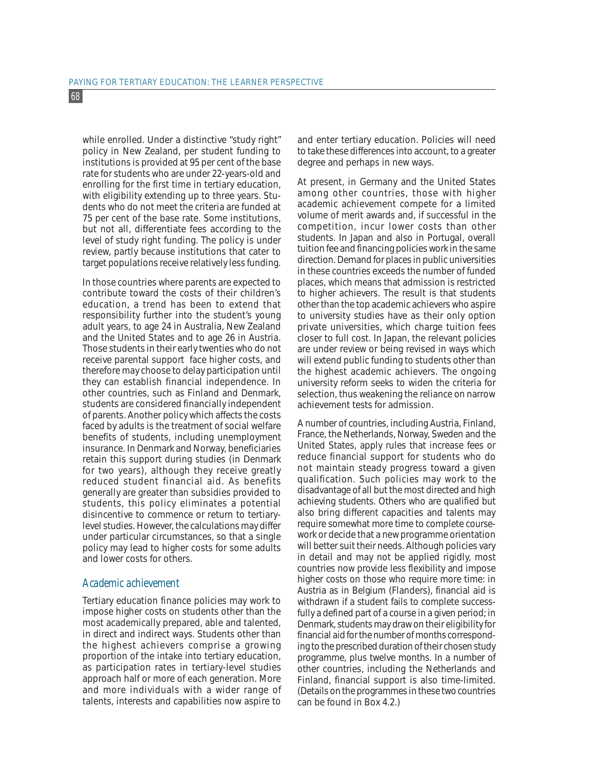while enrolled. Under a distinctive "study right" policy in New Zealand, per student funding to institutions is provided at 95 per cent of the base rate for students who are under 22-years-old and enrolling for the first time in tertiary education, with eligibility extending up to three years. Students who do not meet the criteria are funded at 75 per cent of the base rate. Some institutions, but not all, differentiate fees according to the level of study right funding. The policy is under review, partly because institutions that cater to target populations receive relatively less funding.

In those countries where parents are expected to contribute toward the costs of their children's education, a trend has been to extend that responsibility further into the student's young adult years, to age 24 in Australia, New Zealand and the United States and to age 26 in Austria. Those students in their early twenties who do not receive parental support face higher costs, and therefore may choose to delay participation until they can establish financial independence. In other countries, such as Finland and Denmark, students are considered financially independent of parents. Another policy which affects the costs faced by adults is the treatment of social welfare benefits of students, including unemployment insurance. In Denmark and Norway, beneficiaries retain this support during studies (in Denmark for two years), although they receive greatly reduced student financial aid. As benefits generally are greater than subsidies provided to students, this policy eliminates a potential disincentive to commence or return to tertiary-level studies. However, the calculations may differ under particular circumstances, so that a single policy may lead to higher costs for some adults and lower costs for others.

### Academic achievement

Tertiary education finance policies may work to impose higher costs on students other than the most academically prepared, able and talented, in direct and indirect ways. Students other than the highest achievers comprise a growing proportion of the intake into tertiary education, as participation rates in tertiary-level studies approach half or more of each generation. More and more individuals with a wider range of talents, interests and capabilities now aspire to and enter tertiary education. Policies will need to take these differences into account, to a greater degree and perhaps in new ways.

At present, in Germany and the United States among other countries, those with higher academic achievement compete for a limited volume of merit awards and, if successful in the competition, incur lower costs than other students. In Japan and also in Portugal, overall tuition fee and financing policies work in the same direction. Demand for places in public universities in these countries exceeds the number of funded places, which means that admission is restricted to higher achievers. The result is that students other than the top academic achievers who aspire to university studies have as their only option private universities, which charge tuition fees closer to full cost. In Japan, the relevant policies are under review or being revised in ways which will extend public funding to students other than the highest academic achievers. The ongoing university reform seeks to widen the criteria for selection, thus weakening the reliance on narrow achievement tests for admission.

A number of countries, including Austria, Finland, France, the Netherlands, Norway, Sweden and the United States, apply rules that increase fees or reduce financial support for students who do not maintain steady progress toward a given qualification. Such policies may work to the disadvantage of all but the most directed and high achieving students. Others who are qualified but also bring different capacities and talents may require somewhat more time to complete coursework or decide that a new programme orientation will better suit their needs. Although policies vary in detail and may not be applied rigidly, most countries now provide less flexibility and impose higher costs on those who require more time: in Austria as in Belgium (Flanders), financial aid is withdrawn if a student fails to complete successfully a defined part of a course in a given period; in Denmark, students may draw on their eligibility for financial aid for the number of months corresponding to the prescribed duration of their chosen study programme, plus twelve months. In a number of other countries, including the Netherlands and Finland, financial support is also time-limited. (Details on the programmes in these two countries can be found in Box 4.2.)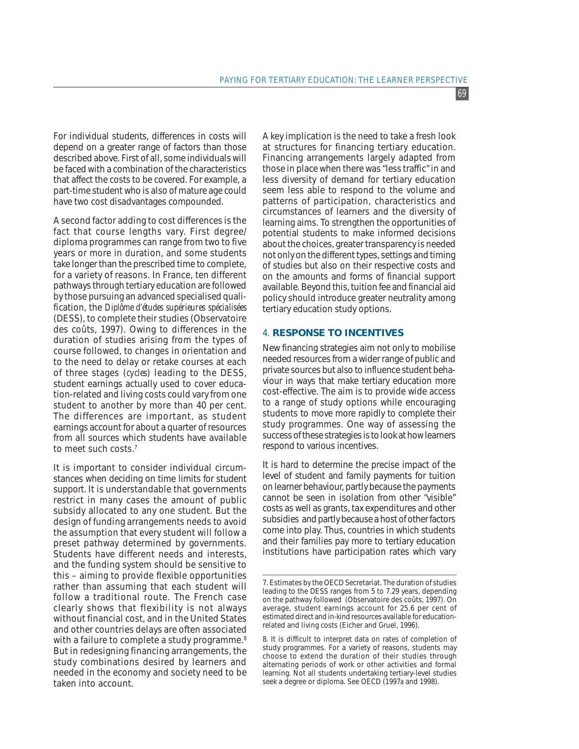For individual students, differences in costs will depend on a greater range of factors than those described above. First of all, some individuals will be faced with a combination of the characteristics that affect the costs to be covered. For example, a part-time student who is also of mature age could have two cost disadvantages compounded.

A second factor adding to cost differences is the fact that course lengths vary. First degree/diploma programmes can range from two to five years or more in duration, and some students take longer than the prescribed time to complete, for a variety of reasons. In France, ten different pathways through tertiary education are followed by those pursuing an advanced specialised qualification, the *Diplôme d'études supérieures spécialisées* (DESS), to complete their studies (Observatoire des coûts, 1997). Owing to differences in the duration of studies arising from the types of course followed, to changes in orientation and to the need to delay or retake courses at each of three stages (*cycles*) leading to the DESS, student earnings actually used to cover education-related and living costs could vary from one student to another by more than 40 per cent. The differences are important, as student earnings account for about a quarter of resources from all sources which students have available to meet such costs.[7]

It is important to consider individual circumstances when deciding on time limits for student support. It is understandable that governments restrict in many cases the amount of public subsidy allocated to any one student. But the design of funding arrangements needs to avoid the assumption that every student will follow a preset pathway determined by governments. Students have different needs and interests, and the funding system should be sensitive to this – aiming to provide flexible opportunities rather than assuming that each student will follow a traditional route. The French case clearly shows that flexibility is not always without financial cost, and in the United States and other countries delays are often associated with a failure to complete a study programme.[8] But in redesigning financing arrangements, the study combinations desired by learners and needed in the economy and society need to be taken into account.

A key implication is the need to take a fresh look at structures for financing tertiary education. Financing arrangements largely adapted from those in place when there was "less traffic" in and less diversity of demand for tertiary education seem less able to respond to the volume and patterns of participation, characteristics and circumstances of learners and the diversity of learning aims. To strengthen the opportunities of potential students to make informed decisions about the choices, greater transparency is needed not only on the different types, settings and timing of studies but also on their respective costs and on the amounts and forms of financial support available. Beyond this, tuition fee and financial aid policy should introduce greater neutrality among tertiary education study options.

## 4. RESPONSE TO INCENTIVES

New financing strategies aim not only to mobilise needed resources from a wider range of public and private sources but also to influence student behaviour in ways that make tertiary education more cost-effective. The aim is to provide wide access to a range of study options while encouraging students to move more rapidly to complete their study programmes. One way of assessing the success of these strategies is to look at how learners respond to various incentives.

It is hard to determine the precise impact of the level of student and family payments for tuition on learner behaviour, partly because the payments cannot be seen in isolation from other "visible" costs as well as grants, tax expenditures and other subsidies and partly because a host of other factors come into play. Thus, countries in which students and their families pay more to tertiary education institutions have participation rates which vary

---

7. Estimates by the OECD Secretariat. The duration of studies leading to the DESS ranges from 5 to 7.29 years, depending on the pathway followed (Observatoire des coûts, 1997). On average, student earnings account for 25.6 per cent of estimated direct and in-kind resources available for education-related and living costs (Eicher and Gruel, 1996).

8. It is difficult to interpret data on rates of completion of study programmes. For a variety of reasons, students may choose to extend the duration of their studies through alternating periods of work or other activities and formal learning. Not all students undertaking tertiary-level studies seek a degree or diploma. See OECD (1997a and 1998).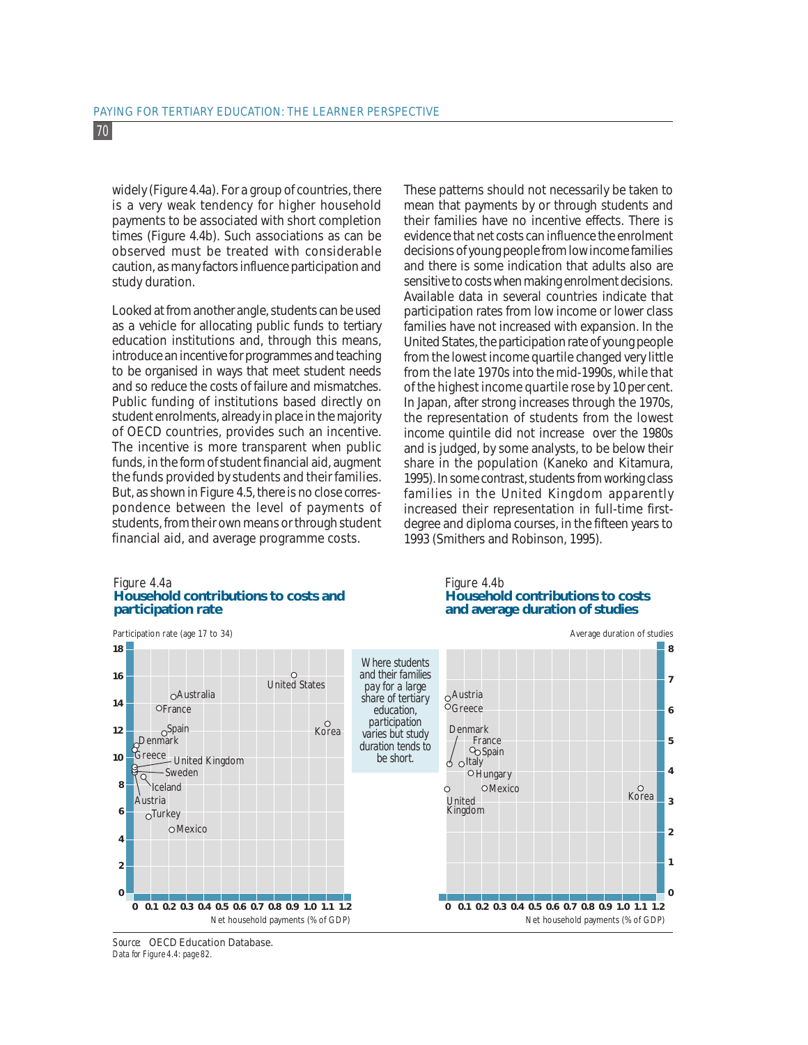widely (Figure 4.4a). For a group of countries, there is a very weak tendency for higher household payments to be associated with short completion times (Figure 4.4b). Such associations as can be observed must be treated with considerable caution, as many factors influence participation and study duration.

Looked at from another angle, students can be used as a vehicle for allocating public funds to tertiary education institutions and, through this means, introduce an incentive for programmes and teaching to be organised in ways that meet student needs and so reduce the costs of failure and mismatches. Public funding of institutions based directly on student enrolments, already in place in the majority of OECD countries, provides such an incentive. The incentive is more transparent when public funds, in the form of student financial aid, augment the funds provided by students and their families. But, as shown in Figure 4.5, there is no close correspondence between the level of payments of students, from their own means or through student financial aid, and average programme costs.

These patterns should not necessarily be taken to mean that payments by or through students and their families have no incentive effects. There is evidence that net costs can influence the enrolment decisions of young people from low income families and there is some indication that adults also are sensitive to costs when making enrolment decisions. Available data in several countries indicate that participation rates from low income or lower class families have not increased with expansion. In the United States, the participation rate of young people from the lowest income quartile changed very little from the late 1970s into the mid-1990s, while that of the highest income quartile rose by 10 per cent. In Japan, after strong increases through the 1970s, the representation of students from the lowest income quintile did not increase over the 1980s and is judged, by some analysts, to be below their share in the population (Kaneko and Kitamura, 1995). In some contrast, students from working class families in the United Kingdom apparently increased their representation in full-time first-degree and diploma courses, in the fifteen years to 1993 (Smithers and Robinson, 1995).

Figure 4.4a
**Household contributions to costs and participation rate**

Participation rate (age 17 to 34)

18
16
14
12
10
8
6
4
2
0

United States
Australia
France
Spain
Korea
Denmark
Greece
United Kingdom
Sweden
Iceland
Austria
Turkey
Mexico

0 0.1 0.2 0.3 0.4 0.5 0.6 0.7 0.8 0.9 1.0 1.1 1.2
Net household payments (% of GDP)

Where students and their families pay for a large share of tertiary education, participation varies but study duration tends to be short.

Figure 4.4b
**Household contributions to costs and average duration of studies**

Average duration of studies

8
7
6
5
4
3
2
1
0

Austria
Greece
Denmark
France
Spain
Italy
Hungary
Mexico
Korea
United Kingdom

0 0.1 0.2 0.3 0.4 0.5 0.6 0.7 0.8 0.9 1.0 1.1 1.2
Net household payments (% of GDP)

*Source:* OECD Education Database.
Data for Figure 4.4: page 82.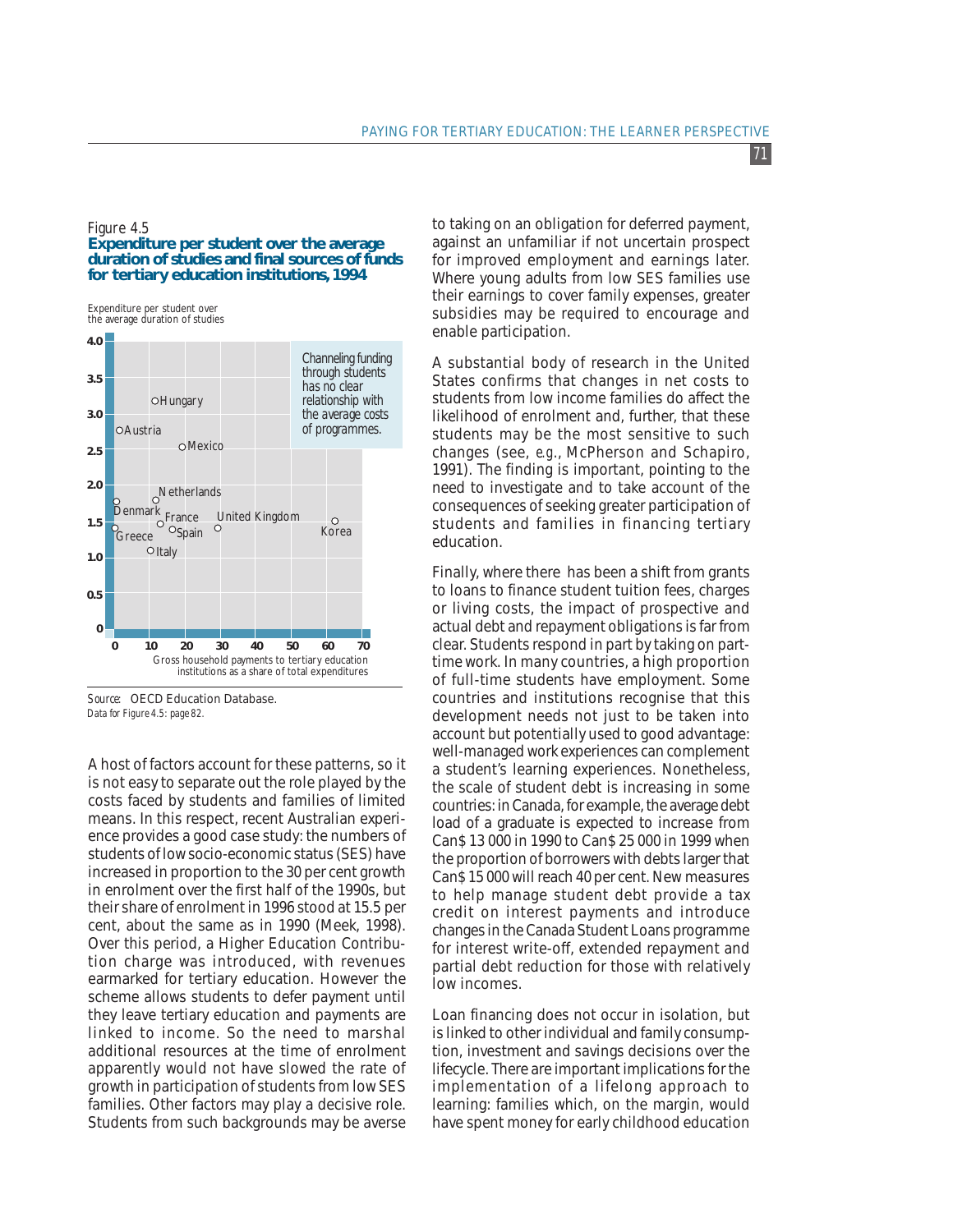Figure 4.5
**Expenditure per student over the average duration of studies and final sources of funds for tertiary education institutions, 1994**

Expenditure per student over the average duration of studies

4.0
3.5
3.0
2.5
2.0
1.5
1.0
0.5
0

Hungary
Austria
Mexico
Netherlands
Denmark
France
United Kingdom
Korea
Greece
Spain
Italy

Channeling funding through students has no clear relationship with the average costs of programmes.

0 10 20 30 40 50 60 70

Gross household payments to tertiary education institutions as a share of total expenditures

*Source:* OECD Education Database.
Data for Figure 4.5: page 82.

A host of factors account for these patterns, so it is not easy to separate out the role played by the costs faced by students and families of limited means. In this respect, recent Australian experience provides a good case study: the numbers of students of low socio-economic status (SES) have increased in proportion to the 30 per cent growth in enrolment over the first half of the 1990s, but their share of enrolment in 1996 stood at 15.5 per cent, about the same as in 1990 (Meek, 1998). Over this period, a Higher Education Contribution charge was introduced, with revenues earmarked for tertiary education. However the scheme allows students to defer payment until they leave tertiary education and payments are linked to income. So the need to marshal additional resources at the time of enrolment apparently would not have slowed the rate of growth in participation of students from low SES families. Other factors may play a decisive role. Students from such backgrounds may be averse to taking on an obligation for deferred payment, against an unfamiliar if not uncertain prospect for improved employment and earnings later. Where young adults from low SES families use their earnings to cover family expenses, greater subsidies may be required to encourage and enable participation.

A substantial body of research in the United States confirms that changes in net costs to students from low income families do affect the likelihood of enrolment and, further, that these students may be the most sensitive to such changes (see, *e.g.*, McPherson and Schapiro, 1991). The finding is important, pointing to the need to investigate and to take account of the consequences of seeking greater participation of students and families in financing tertiary education.

Finally, where there has been a shift from grants to loans to finance student tuition fees, charges or living costs, the impact of prospective and actual debt and repayment obligations is far from clear. Students respond in part by taking on part-time work. In many countries, a high proportion of full-time students have employment. Some countries and institutions recognise that this development needs not just to be taken into account but potentially used to good advantage: well-managed work experiences can complement a student's learning experiences. Nonetheless, the scale of student debt is increasing in some countries: in Canada, for example, the average debt load of a graduate is expected to increase from Can$ 13 000 in 1990 to Can$ 25 000 in 1999 when the proportion of borrowers with debts larger that Can$ 15 000 will reach 40 per cent. New measures to help manage student debt provide a tax credit on interest payments and introduce changes in the Canada Student Loans programme for interest write-off, extended repayment and partial debt reduction for those with relatively low incomes.

Loan financing does not occur in isolation, but is linked to other individual and family consumption, investment and savings decisions over the lifecycle. There are important implications for the implementation of a lifelong approach to learning: families which, on the margin, would have spent money for early childhood education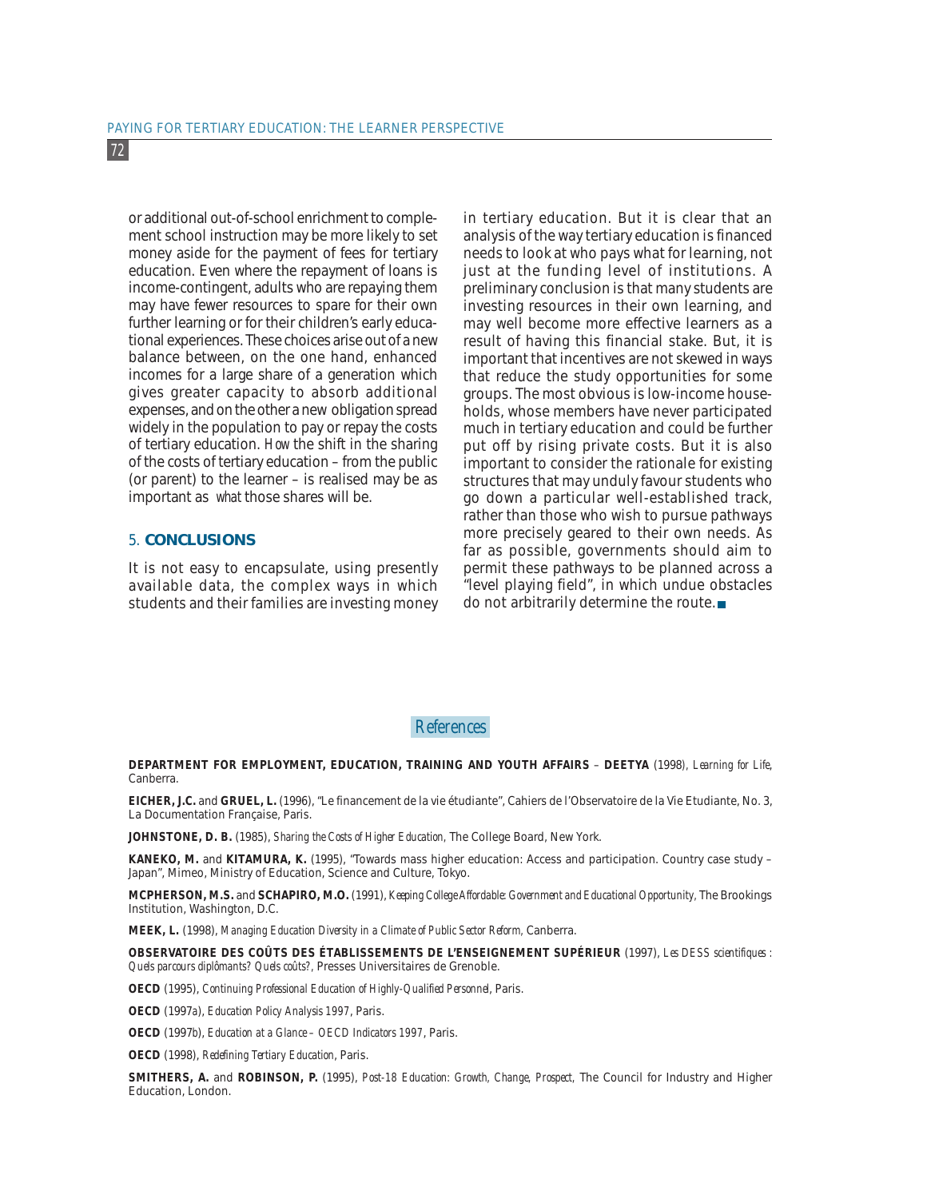or additional out-of-school enrichment to complement school instruction may be more likely to set money aside for the payment of fees for tertiary education. Even where the repayment of loans is income-contingent, adults who are repaying them may have fewer resources to spare for their own further learning or for their children's early educational experiences. These choices arise out of a new balance between, on the one hand, enhanced incomes for a large share of a generation which gives greater capacity to absorb additional expenses, and on the other a new obligation spread widely in the population to pay or repay the costs of tertiary education. *How* the shift in the sharing of the costs of tertiary education – from the public (or parent) to the learner – is realised may be as important as *what* those shares will be.

## 5. CONCLUSIONS

It is not easy to encapsulate, using presently available data, the complex ways in which students and their families are investing money in tertiary education. But it is clear that an analysis of the way tertiary education is financed needs to look at who pays what for learning, not just at the funding level of institutions. A preliminary conclusion is that many students are investing resources in their own learning, and may well become more effective learners as a result of having this financial stake. But, it is important that incentives are not skewed in ways that reduce the study opportunities for some groups. The most obvious is low-income households, whose members have never participated much in tertiary education and could be further put off by rising private costs. But it is also important to consider the rationale for existing structures that may unduly favour students who go down a particular well-established track, rather than those who wish to pursue pathways more precisely geared to their own needs. As far as possible, governments should aim to permit these pathways to be planned across a "level playing field", in which undue obstacles do not arbitrarily determine the route.

## References

**DEPARTMENT FOR EMPLOYMENT, EDUCATION, TRAINING AND YOUTH AFFAIRS** – **DEETYA** (1998), *Learning for Life*, Canberra.

**EICHER, J.C.** and **GRUEL, L.** (1996), "Le financement de la vie étudiante", Cahiers de l'Observatoire de la Vie Etudiante, No. 3, La Documentation Française, Paris.

**JOHNSTONE, D. B.** (1985), *Sharing the Costs of Higher Education*, The College Board, New York.

**KANEKO, M.** and **KITAMURA, K.** (1995), "Towards mass higher education: Access and participation. Country case study – Japan", Mimeo, Ministry of Education, Science and Culture, Tokyo.

**MCPHERSON, M.S.** and **SCHAPIRO, M.O.** (1991), *Keeping College Affordable: Government and Educational Opportunity*, The Brookings Institution, Washington, D.C.

**MEEK, L.** (1998), *Managing Education Diversity in a Climate of Public Sector Reform*, Canberra.

**OBSERVATOIRE DES COÛTS DES ÉTABLISSEMENTS DE L'ENSEIGNEMENT SUPÉRIEUR** (1997), *Les DESS scientifiques : Quels parcours diplômants? Quels coûts?*, Presses Universitaires de Grenoble.

**OECD** (1995), *Continuing Professional Education of Highly-Qualified Personnel*, Paris.

**OECD** (1997a), *Education Policy Analysis 1997*, Paris.

**OECD** (1997b), *Education at a Glance – OECD Indicators 1997*, Paris.

**OECD** (1998), *Redefining Tertiary Education*, Paris.

**SMITHERS, A.** and **ROBINSON, P.** (1995), *Post-18 Education: Growth, Change, Prospect*, The Council for Industry and Higher Education, London.